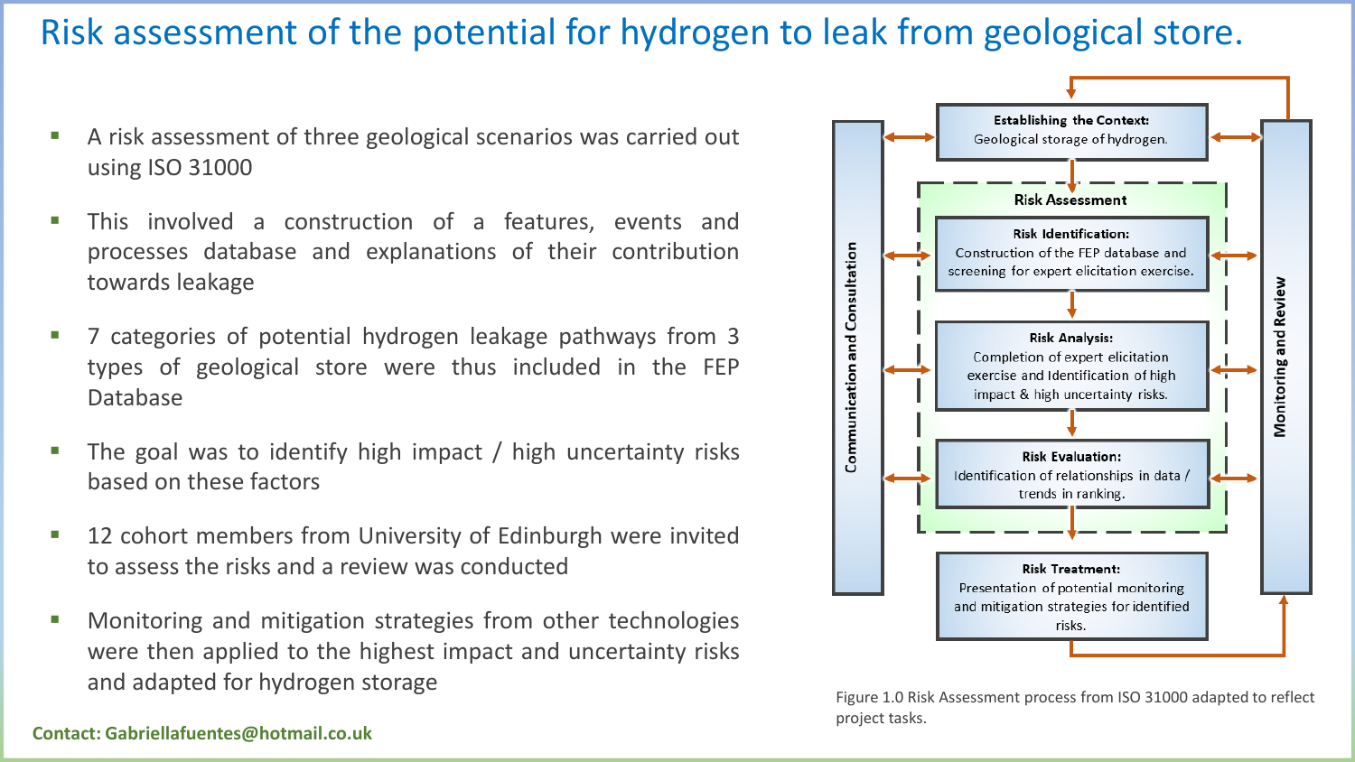# Risk assessment of the potential for hydrogen to leak from geological store.

- A risk assessment of three geological scenarios was carried out using ISO 31000
- This involved a construction of a features, events and processes database and explanations of their contribution towards leakage
- 7 categories of potential hydrogen leakage pathways from 3 types of geological store were thus included in the FEP Database
- The goal was to identify high impact / high uncertainty risks based on these factors
- 12 cohort members from University of Edinburgh were invited to assess the risks and a review was conducted
- Monitoring and mitigation strategies from other technologies were then applied to the highest impact and uncertainty risks and adapted for hydrogen storage

**Contact: Gabriellafuentes@hotmail.co.uk**

Communication and Consultation

**Establishing the Context:** Geological storage of hydrogen.

**Risk Assessment**

**Risk Identification:** Construction of the FEP database and screening for expert elicitation exercise.

**Risk Analysis:** Completion of expert elicitation exercise and Identification of high impact & high uncertainty risks.

**Risk Evaluation:** Identification of relationships in data / trends in ranking.

**Risk Treatment:** Presentation of potential monitoring and mitigation strategies for identified risks.

Monitoring and Review

Figure 1.0 Risk Assessment process from ISO 31000 adapted to reflect project tasks.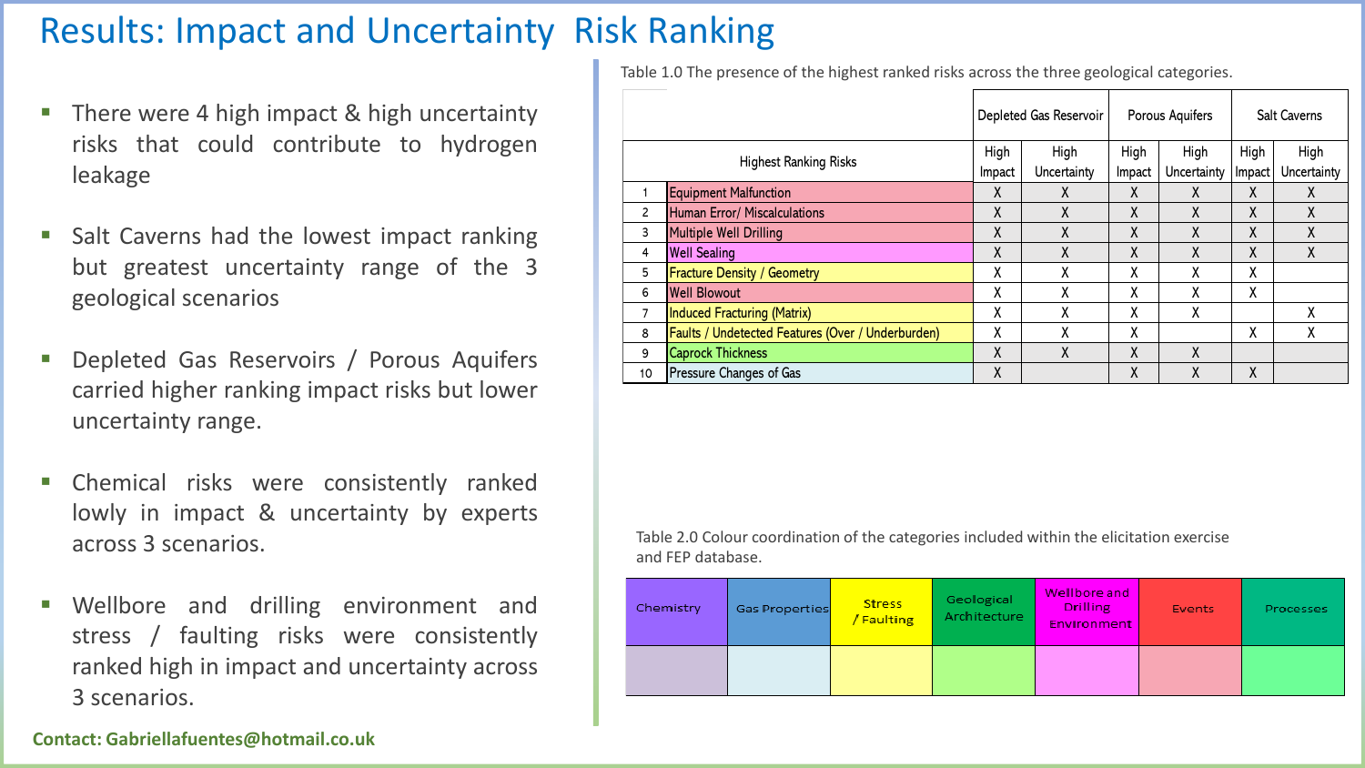# Results: Impact and Uncertainty Risk Ranking

- There were 4 high impact & high uncertainty risks that could contribute to hydrogen leakage
- Salt Caverns had the lowest impact ranking but greatest uncertainty range of the 3 geological scenarios
- Depleted Gas Reservoirs / Porous Aquifers carried higher ranking impact risks but lower uncertainty range.
- Chemical risks were consistently ranked lowly in impact & uncertainty by experts across 3 scenarios.
- Wellbore and drilling environment and stress / faulting risks were consistently ranked high in impact and uncertainty across 3 scenarios.

**Contact: Gabriellafuentes@hotmail.co.uk**

Table 1.0 The presence of the highest ranked risks across the three geological categories.

| | | Depleted Gas Reservoir | | Porous Aquifers | | Salt Caverns | |
|---|---|---|---|---|---|---|---|
| | Highest Ranking Risks | High Impact | High Uncertainty | High Impact | High Uncertainty | High Impact | High Uncertainty |
| 1 | Equipment Malfunction | X | X | X | X | X | X |
| 2 | Human Error/ Miscalculations | X | X | X | X | X | X |
| 3 | Multiple Well Drilling | X | X | X | X | X | X |
| 4 | Well Sealing | X | X | X | X | X | X |
| 5 | Fracture Density / Geometry | X | X | X | X | X | |
| 6 | Well Blowout | X | X | X | X | X | |
| 7 | Induced Fracturing (Matrix) | X | X | X | X | | X |
| 8 | Faults / Undetected Features (Over / Underburden) | X | X | X | | X | X |
| 9 | Caprock Thickness | X | X | X | X | | |
| 10 | Pressure Changes of Gas | X | | X | X | X | |

Table 2.0 Colour coordination of the categories included within the elicitation exercise and FEP database.

| Chemistry | Gas Properties | Stress / Faulting | Geological Architecture | Wellbore and Drilling Environment | Events | Processes |
|---|---|---|---|---|---|---|
| | | | | | | |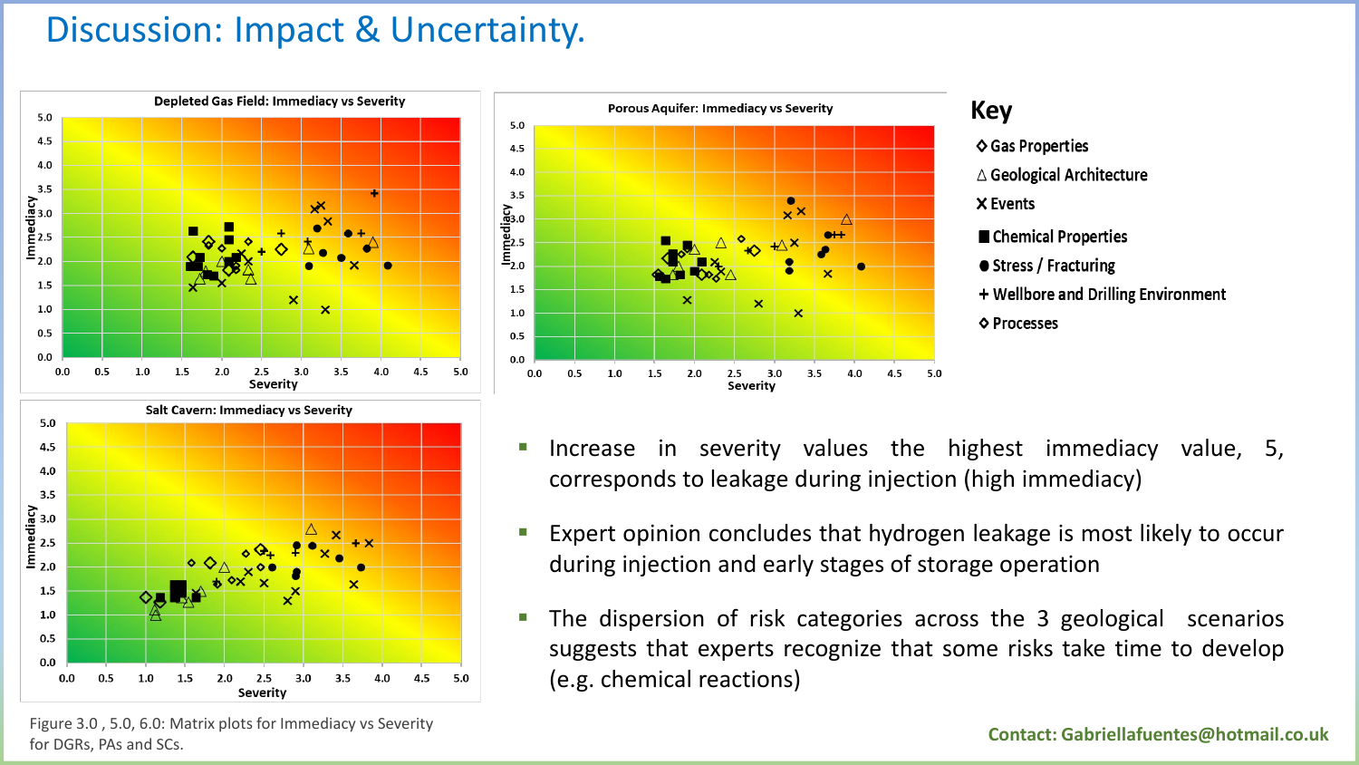# Discussion: Impact & Uncertainty.

Depleted Gas Field: Immediacy vs Severity

Porous Aquifer: Immediacy vs Severity

Salt Cavern: Immediacy vs Severity

**Key**

- ◇ Gas Properties
- △ Geological Architecture
- ✕ Events
- ■ Chemical Properties
- ● Stress / Fracturing
- + Wellbore and Drilling Environment
- ◇ Processes

Figure 3.0 , 5.0, 6.0: Matrix plots for Immediacy vs Severity for DGRs, PAs and SCs.

- Increase in severity values the highest immediacy value, 5, corresponds to leakage during injection (high immediacy)
- Expert opinion concludes that hydrogen leakage is most likely to occur during injection and early stages of storage operation
- The dispersion of risk categories across the 3 geological scenarios suggests that experts recognize that some risks take time to develop (e.g. chemical reactions)

**Contact: Gabriellafuentes@hotmail.co.uk**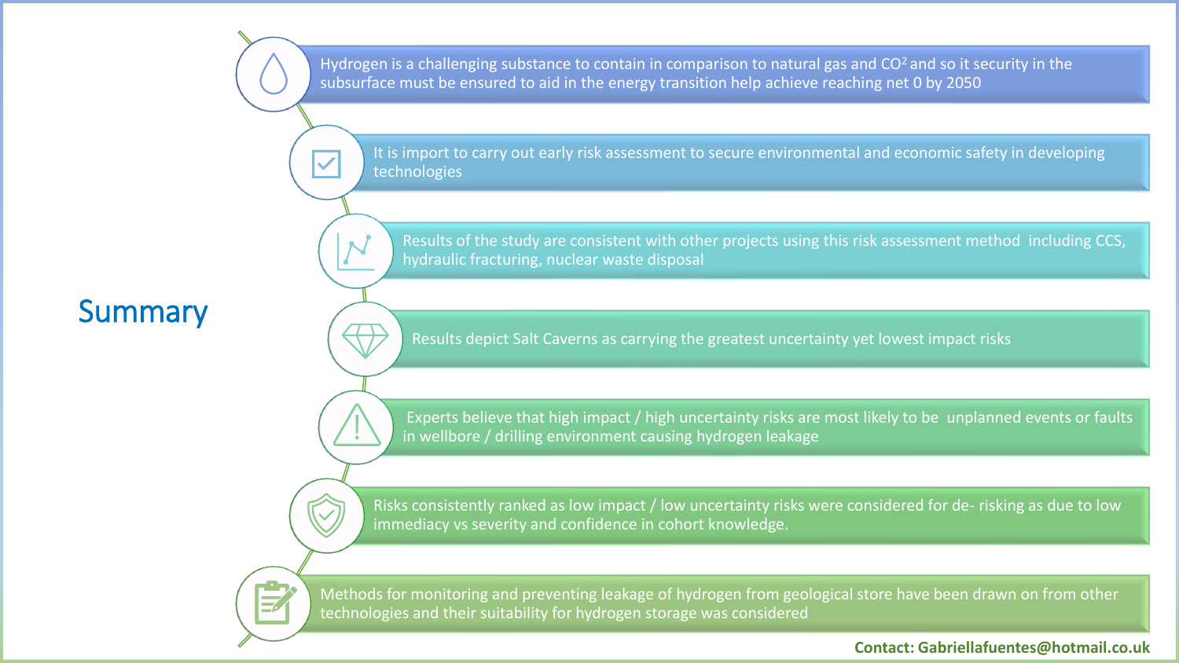# Summary

- Hydrogen is a challenging substance to contain in comparison to natural gas and $CO^2$ and so it security in the subsurface must be ensured to aid in the energy transition help achieve reaching net 0 by 2050
- It is import to carry out early risk assessment to secure environmental and economic safety in developing technologies
- Results of the study are consistent with other projects using this risk assessment method including CCS, hydraulic fracturing, nuclear waste disposal
- Results depict Salt Caverns as carrying the greatest uncertainty yet lowest impact risks
- Experts believe that high impact / high uncertainty risks are most likely to be unplanned events or faults in wellbore / drilling environment causing hydrogen leakage
- Risks consistently ranked as low impact / low uncertainty risks were considered for de- risking as due to low immediacy vs severity and confidence in cohort knowledge.
- Methods for monitoring and preventing leakage of hydrogen from geological store have been drawn on from other technologies and their suitability for hydrogen storage was considered

**Contact: Gabriellafuentes@hotmail.co.uk**